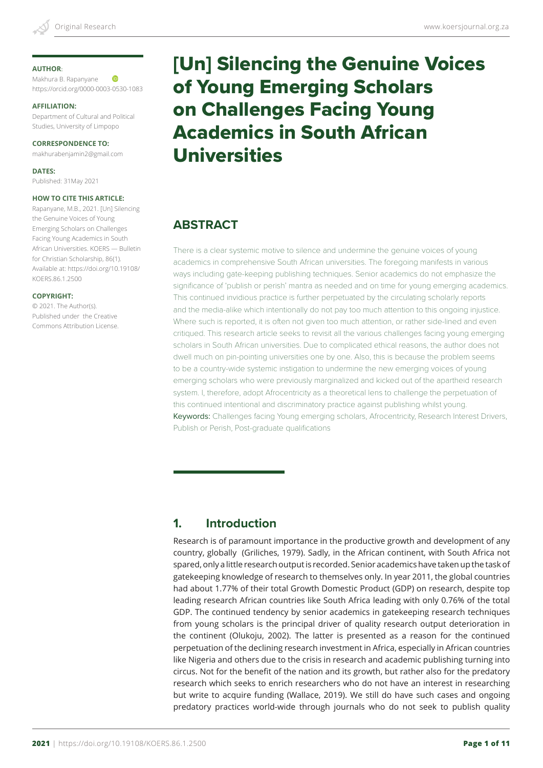**AUTHOR**:
Makhura B. Rapanyane
https://orcid.org/0000-0003-0530-1083

**AFFILIATION:**
Department of Cultural and Political Studies, University of Limpopo

**CORRESPONDENCE TO:**
makhurabenjamin2@gmail.com

**DATES:**
Published: 31May 2021

**HOW TO CITE THIS ARTICLE:**
Rapanyane, M.B., 2021. [Un] Silencing the Genuine Voices of Young Emerging Scholars on Challenges Facing Young Academics in South African Universities. KOERS — Bulletin for Christian Scholarship, 86(1). Available at: https://doi.org/10.19108/KOERS.86.1.2500

**COPYRIGHT:**
© 2021. The Author(s). Published under the Creative Commons Attribution License.

# [Un] Silencing the Genuine Voices of Young Emerging Scholars on Challenges Facing Young Academics in South African Universities

## ABSTRACT

There is a clear systemic motive to silence and undermine the genuine voices of young academics in comprehensive South African universities. The foregoing manifests in various ways including gate-keeping publishing techniques. Senior academics do not emphasize the significance of 'publish or perish' mantra as needed and on time for young emerging academics. This continued invidious practice is further perpetuated by the circulating scholarly reports and the media-alike which intentionally do not pay too much attention to this ongoing injustice. Where such is reported, it is often not given too much attention, or rather side-lined and even critiqued. This research article seeks to revisit all the various challenges facing young emerging scholars in South African universities. Due to complicated ethical reasons, the author does not dwell much on pin-pointing universities one by one. Also, this is because the problem seems to be a country-wide systemic instigation to undermine the new emerging voices of young emerging scholars who were previously marginalized and kicked out of the apartheid research system. I, therefore, adopt Afrocentricity as a theoretical lens to challenge the perpetuation of this continued intentional and discriminatory practice against publishing whilst young.

Keywords: Challenges facing Young emerging scholars, Afrocentricity, Research Interest Drivers, Publish or Perish, Post-graduate qualifications

## 1. Introduction

Research is of paramount importance in the productive growth and development of any country, globally (Griliches, 1979). Sadly, in the African continent, with South Africa not spared, only a little research output is recorded. Senior academics have taken up the task of gatekeeping knowledge of research to themselves only. In year 2011, the global countries had about 1.77% of their total Growth Domestic Product (GDP) on research, despite top leading research African countries like South Africa leading with only 0.76% of the total GDP. The continued tendency by senior academics in gatekeeping research techniques from young scholars is the principal driver of quality research output deterioration in the continent (Olukoju, 2002). The latter is presented as a reason for the continued perpetuation of the declining research investment in Africa, especially in African countries like Nigeria and others due to the crisis in research and academic publishing turning into circus. Not for the benefit of the nation and its growth, but rather also for the predatory research which seeks to enrich researchers who do not have an interest in researching but write to acquire funding (Wallace, 2019). We still do have such cases and ongoing predatory practices world-wide through journals who do not seek to publish quality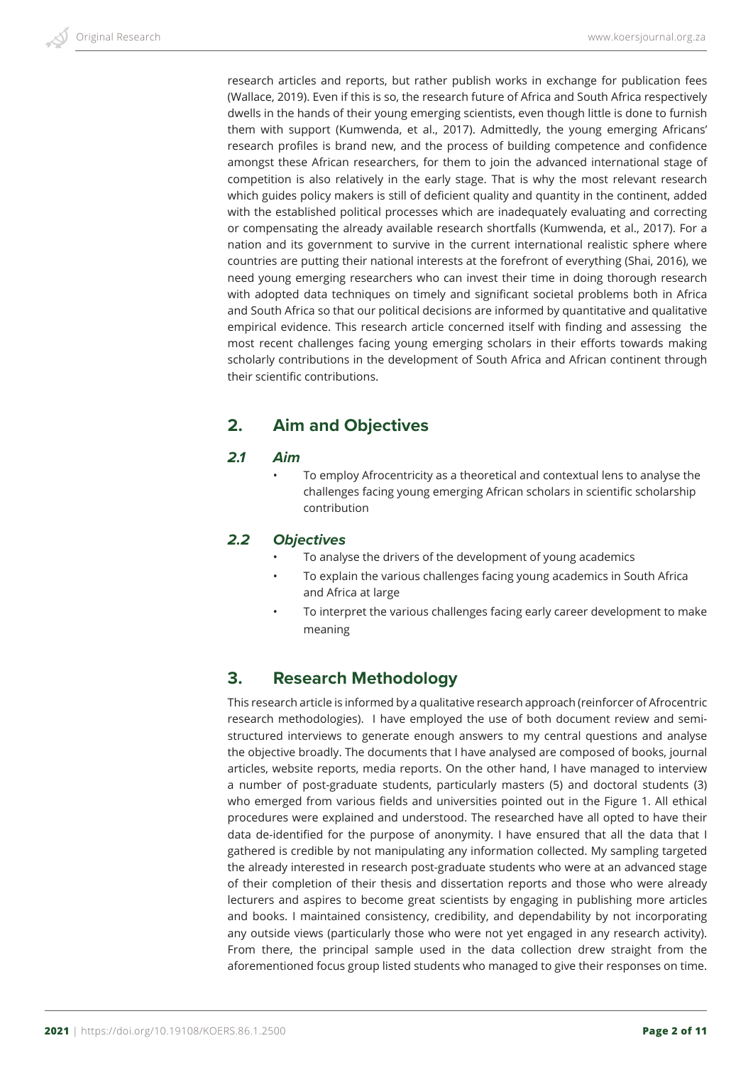research articles and reports, but rather publish works in exchange for publication fees (Wallace, 2019). Even if this is so, the research future of Africa and South Africa respectively dwells in the hands of their young emerging scientists, even though little is done to furnish them with support (Kumwenda, et al., 2017). Admittedly, the young emerging Africans' research profiles is brand new, and the process of building competence and confidence amongst these African researchers, for them to join the advanced international stage of competition is also relatively in the early stage. That is why the most relevant research which guides policy makers is still of deficient quality and quantity in the continent, added with the established political processes which are inadequately evaluating and correcting or compensating the already available research shortfalls (Kumwenda, et al., 2017). For a nation and its government to survive in the current international realistic sphere where countries are putting their national interests at the forefront of everything (Shai, 2016), we need young emerging researchers who can invest their time in doing thorough research with adopted data techniques on timely and significant societal problems both in Africa and South Africa so that our political decisions are informed by quantitative and qualitative empirical evidence. This research article concerned itself with finding and assessing the most recent challenges facing young emerging scholars in their efforts towards making scholarly contributions in the development of South Africa and African continent through their scientific contributions.

## 2. Aim and Objectives

### 2.1 Aim

- To employ Afrocentricity as a theoretical and contextual lens to analyse the challenges facing young emerging African scholars in scientific scholarship contribution

### 2.2 Objectives

- To analyse the drivers of the development of young academics
- To explain the various challenges facing young academics in South Africa and Africa at large
- To interpret the various challenges facing early career development to make meaning

## 3. Research Methodology

This research article is informed by a qualitative research approach (reinforcer of Afrocentric research methodologies). I have employed the use of both document review and semi-structured interviews to generate enough answers to my central questions and analyse the objective broadly. The documents that I have analysed are composed of books, journal articles, website reports, media reports. On the other hand, I have managed to interview a number of post-graduate students, particularly masters (5) and doctoral students (3) who emerged from various fields and universities pointed out in the Figure 1. All ethical procedures were explained and understood. The researched have all opted to have their data de-identified for the purpose of anonymity. I have ensured that all the data that I gathered is credible by not manipulating any information collected. My sampling targeted the already interested in research post-graduate students who were at an advanced stage of their completion of their thesis and dissertation reports and those who were already lecturers and aspires to become great scientists by engaging in publishing more articles and books. I maintained consistency, credibility, and dependability by not incorporating any outside views (particularly those who were not yet engaged in any research activity). From there, the principal sample used in the data collection drew straight from the aforementioned focus group listed students who managed to give their responses on time.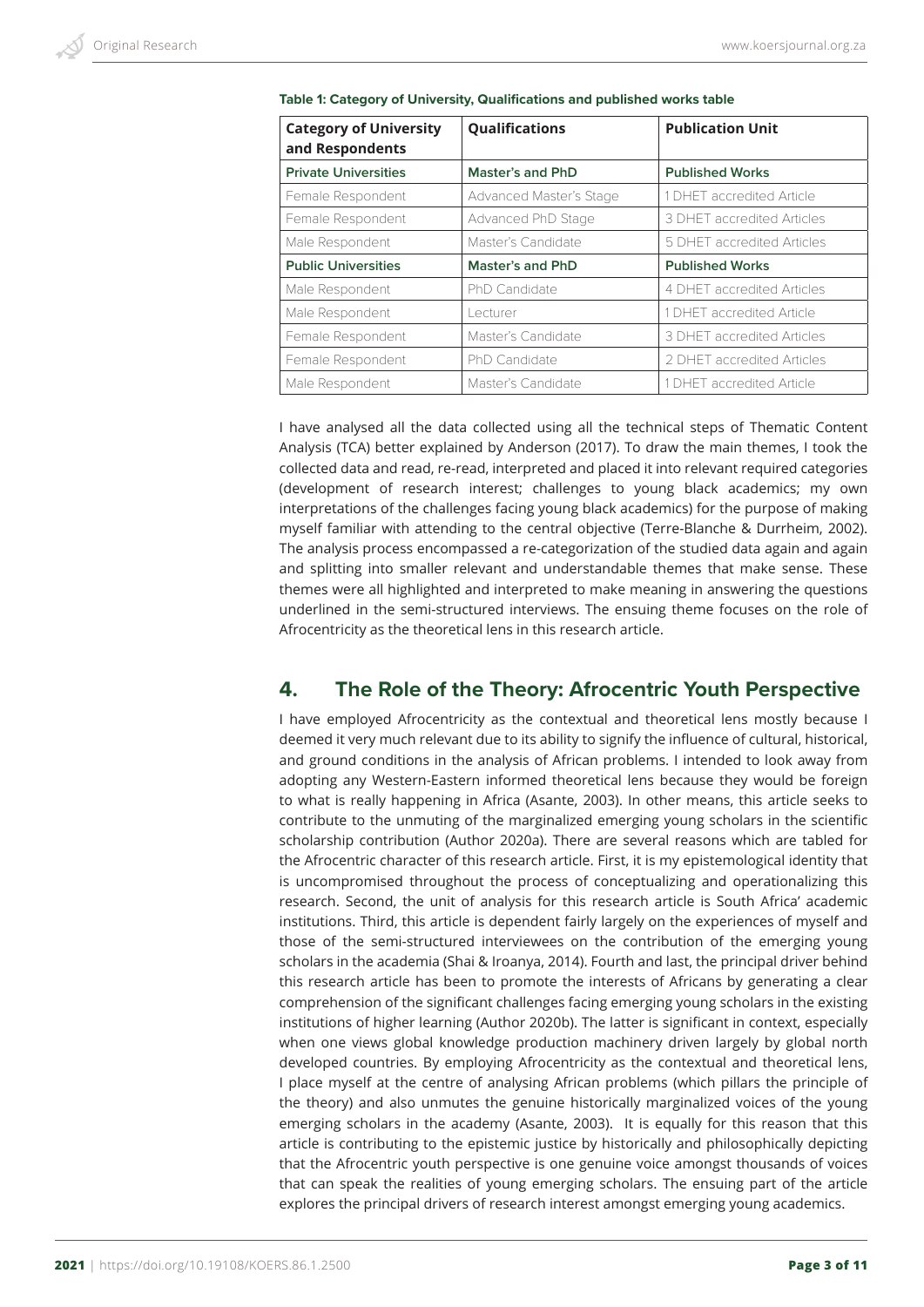**Table 1: Category of University, Qualifications and published works table**

| Category of University and Respondents | Qualifications | Publication Unit |
|---|---|---|
| **Private Universities** | **Master's and PhD** | **Published Works** |
| Female Respondent | Advanced Master's Stage | 1 DHET accredited Article |
| Female Respondent | Advanced PhD Stage | 3 DHET accredited Articles |
| Male Respondent | Master's Candidate | 5 DHET accredited Articles |
| **Public Universities** | **Master's and PhD** | **Published Works** |
| Male Respondent | PhD Candidate | 4 DHET accredited Articles |
| Male Respondent | Lecturer | 1 DHET accredited Article |
| Female Respondent | Master's Candidate | 3 DHET accredited Articles |
| Female Respondent | PhD Candidate | 2 DHET accredited Articles |
| Male Respondent | Master's Candidate | 1 DHET accredited Article |

I have analysed all the data collected using all the technical steps of Thematic Content Analysis (TCA) better explained by Anderson (2017). To draw the main themes, I took the collected data and read, re-read, interpreted and placed it into relevant required categories (development of research interest; challenges to young black academics; my own interpretations of the challenges facing young black academics) for the purpose of making myself familiar with attending to the central objective (Terre-Blanche & Durrheim, 2002). The analysis process encompassed a re-categorization of the studied data again and again and splitting into smaller relevant and understandable themes that make sense. These themes were all highlighted and interpreted to make meaning in answering the questions underlined in the semi-structured interviews. The ensuing theme focuses on the role of Afrocentricity as the theoretical lens in this research article.

## 4. The Role of the Theory: Afrocentric Youth Perspective

I have employed Afrocentricity as the contextual and theoretical lens mostly because I deemed it very much relevant due to its ability to signify the influence of cultural, historical, and ground conditions in the analysis of African problems. I intended to look away from adopting any Western-Eastern informed theoretical lens because they would be foreign to what is really happening in Africa (Asante, 2003). In other means, this article seeks to contribute to the unmuting of the marginalized emerging young scholars in the scientific scholarship contribution (Author 2020a). There are several reasons which are tabled for the Afrocentric character of this research article. First, it is my epistemological identity that is uncompromised throughout the process of conceptualizing and operationalizing this research. Second, the unit of analysis for this research article is South Africa' academic institutions. Third, this article is dependent fairly largely on the experiences of myself and those of the semi-structured interviewees on the contribution of the emerging young scholars in the academia (Shai & Iroanya, 2014). Fourth and last, the principal driver behind this research article has been to promote the interests of Africans by generating a clear comprehension of the significant challenges facing emerging young scholars in the existing institutions of higher learning (Author 2020b). The latter is significant in context, especially when one views global knowledge production machinery driven largely by global north developed countries. By employing Afrocentricity as the contextual and theoretical lens, I place myself at the centre of analysing African problems (which pillars the principle of the theory) and also unmutes the genuine historically marginalized voices of the young emerging scholars in the academy (Asante, 2003). It is equally for this reason that this article is contributing to the epistemic justice by historically and philosophically depicting that the Afrocentric youth perspective is one genuine voice amongst thousands of voices that can speak the realities of young emerging scholars. The ensuing part of the article explores the principal drivers of research interest amongst emerging young academics.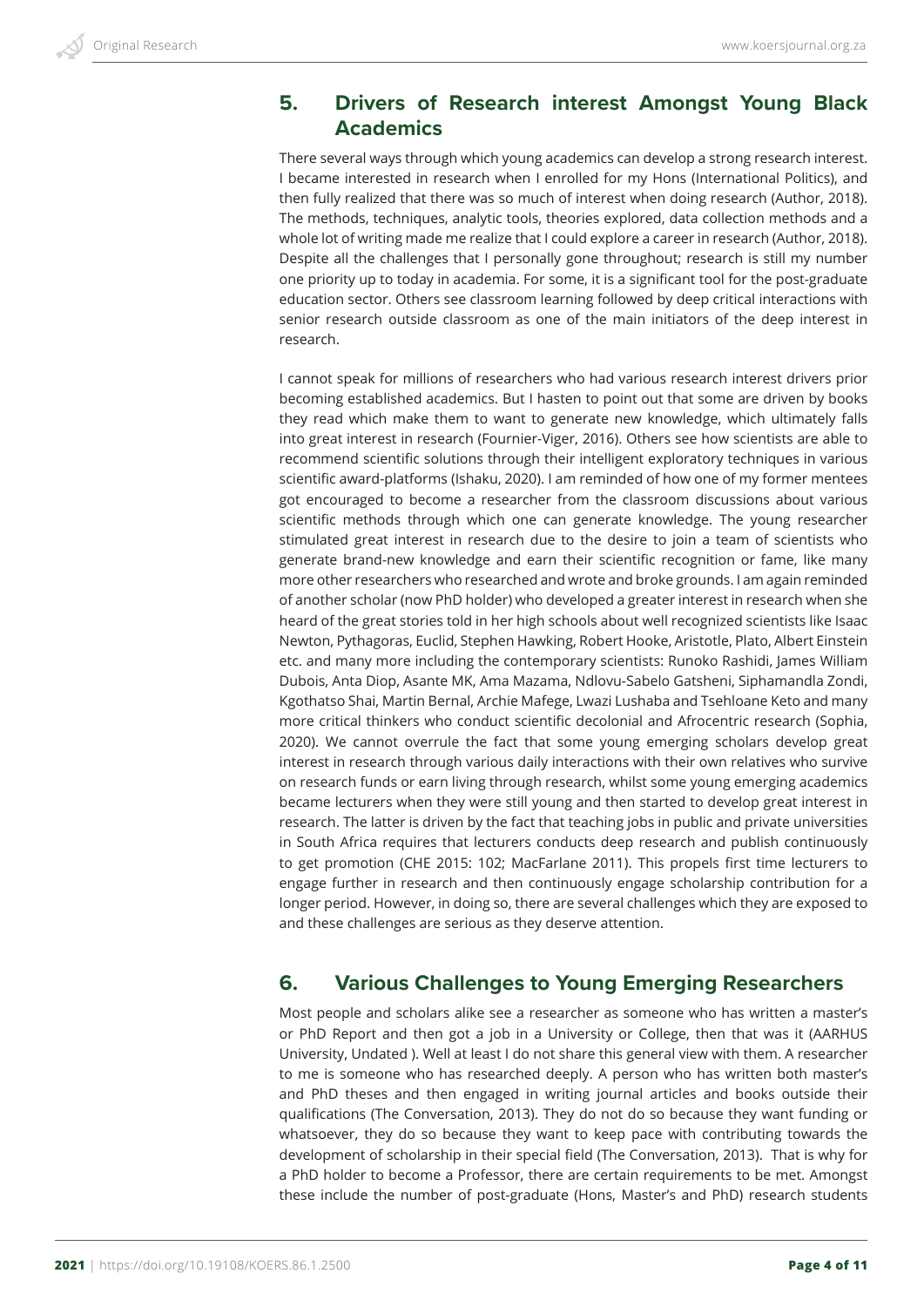## 5. Drivers of Research interest Amongst Young Black Academics

There several ways through which young academics can develop a strong research interest. I became interested in research when I enrolled for my Hons (International Politics), and then fully realized that there was so much of interest when doing research (Author, 2018). The methods, techniques, analytic tools, theories explored, data collection methods and a whole lot of writing made me realize that I could explore a career in research (Author, 2018). Despite all the challenges that I personally gone throughout; research is still my number one priority up to today in academia. For some, it is a significant tool for the post-graduate education sector. Others see classroom learning followed by deep critical interactions with senior research outside classroom as one of the main initiators of the deep interest in research.

I cannot speak for millions of researchers who had various research interest drivers prior becoming established academics. But I hasten to point out that some are driven by books they read which make them to want to generate new knowledge, which ultimately falls into great interest in research (Fournier-Viger, 2016). Others see how scientists are able to recommend scientific solutions through their intelligent exploratory techniques in various scientific award-platforms (Ishaku, 2020). I am reminded of how one of my former mentees got encouraged to become a researcher from the classroom discussions about various scientific methods through which one can generate knowledge. The young researcher stimulated great interest in research due to the desire to join a team of scientists who generate brand-new knowledge and earn their scientific recognition or fame, like many more other researchers who researched and wrote and broke grounds. I am again reminded of another scholar (now PhD holder) who developed a greater interest in research when she heard of the great stories told in her high schools about well recognized scientists like Isaac Newton, Pythagoras, Euclid, Stephen Hawking, Robert Hooke, Aristotle, Plato, Albert Einstein etc. and many more including the contemporary scientists: Runoko Rashidi, James William Dubois, Anta Diop, Asante MK, Ama Mazama, Ndlovu-Sabelo Gatsheni, Siphamandla Zondi, Kgothatso Shai, Martin Bernal, Archie Mafege, Lwazi Lushaba and Tsehloane Keto and many more critical thinkers who conduct scientific decolonial and Afrocentric research (Sophia, 2020). We cannot overrule the fact that some young emerging scholars develop great interest in research through various daily interactions with their own relatives who survive on research funds or earn living through research, whilst some young emerging academics became lecturers when they were still young and then started to develop great interest in research. The latter is driven by the fact that teaching jobs in public and private universities in South Africa requires that lecturers conducts deep research and publish continuously to get promotion (CHE 2015: 102; MacFarlane 2011). This propels first time lecturers to engage further in research and then continuously engage scholarship contribution for a longer period. However, in doing so, there are several challenges which they are exposed to and these challenges are serious as they deserve attention.

## 6. Various Challenges to Young Emerging Researchers

Most people and scholars alike see a researcher as someone who has written a master's or PhD Report and then got a job in a University or College, then that was it (AARHUS University, Undated ). Well at least I do not share this general view with them. A researcher to me is someone who has researched deeply. A person who has written both master's and PhD theses and then engaged in writing journal articles and books outside their qualifications (The Conversation, 2013). They do not do so because they want funding or whatsoever, they do so because they want to keep pace with contributing towards the development of scholarship in their special field (The Conversation, 2013). That is why for a PhD holder to become a Professor, there are certain requirements to be met. Amongst these include the number of post-graduate (Hons, Master's and PhD) research students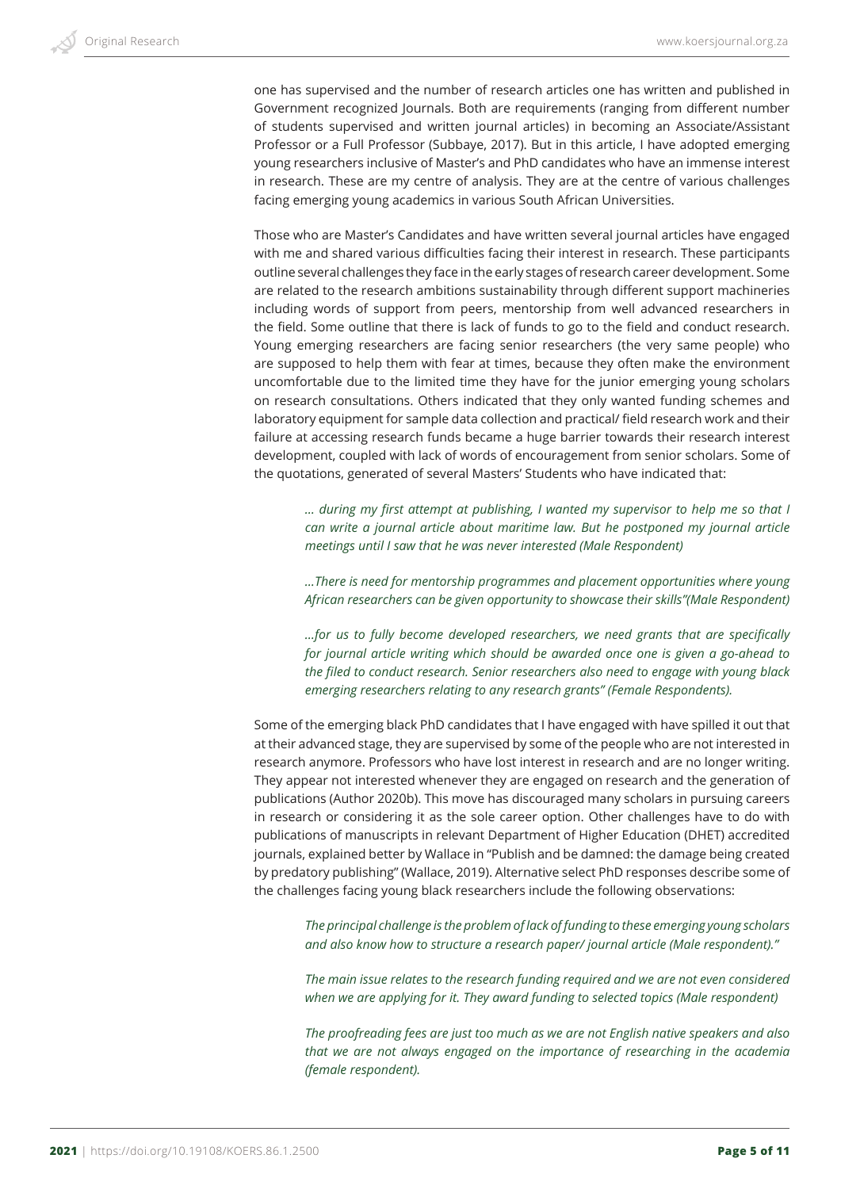one has supervised and the number of research articles one has written and published in Government recognized Journals. Both are requirements (ranging from different number of students supervised and written journal articles) in becoming an Associate/Assistant Professor or a Full Professor (Subbaye, 2017). But in this article, I have adopted emerging young researchers inclusive of Master's and PhD candidates who have an immense interest in research. These are my centre of analysis. They are at the centre of various challenges facing emerging young academics in various South African Universities.

Those who are Master's Candidates and have written several journal articles have engaged with me and shared various difficulties facing their interest in research. These participants outline several challenges they face in the early stages of research career development. Some are related to the research ambitions sustainability through different support machineries including words of support from peers, mentorship from well advanced researchers in the field. Some outline that there is lack of funds to go to the field and conduct research. Young emerging researchers are facing senior researchers (the very same people) who are supposed to help them with fear at times, because they often make the environment uncomfortable due to the limited time they have for the junior emerging young scholars on research consultations. Others indicated that they only wanted funding schemes and laboratory equipment for sample data collection and practical/ field research work and their failure at accessing research funds became a huge barrier towards their research interest development, coupled with lack of words of encouragement from senior scholars. Some of the quotations, generated of several Masters' Students who have indicated that:

> *… during my first attempt at publishing, I wanted my supervisor to help me so that I can write a journal article about maritime law. But he postponed my journal article meetings until I saw that he was never interested (Male Respondent)*
>
> *…There is need for mentorship programmes and placement opportunities where young African researchers can be given opportunity to showcase their skills"(Male Respondent)*
>
> *…for us to fully become developed researchers, we need grants that are specifically for journal article writing which should be awarded once one is given a go-ahead to the filed to conduct research. Senior researchers also need to engage with young black emerging researchers relating to any research grants" (Female Respondents).*

Some of the emerging black PhD candidates that I have engaged with have spilled it out that at their advanced stage, they are supervised by some of the people who are not interested in research anymore. Professors who have lost interest in research and are no longer writing. They appear not interested whenever they are engaged on research and the generation of publications (Author 2020b). This move has discouraged many scholars in pursuing careers in research or considering it as the sole career option. Other challenges have to do with publications of manuscripts in relevant Department of Higher Education (DHET) accredited journals, explained better by Wallace in "Publish and be damned: the damage being created by predatory publishing" (Wallace, 2019). Alternative select PhD responses describe some of the challenges facing young black researchers include the following observations:

> *The principal challenge is the problem of lack of funding to these emerging young scholars and also know how to structure a research paper/ journal article (Male respondent)."*
>
> *The main issue relates to the research funding required and we are not even considered when we are applying for it. They award funding to selected topics (Male respondent)*
>
> *The proofreading fees are just too much as we are not English native speakers and also that we are not always engaged on the importance of researching in the academia (female respondent).*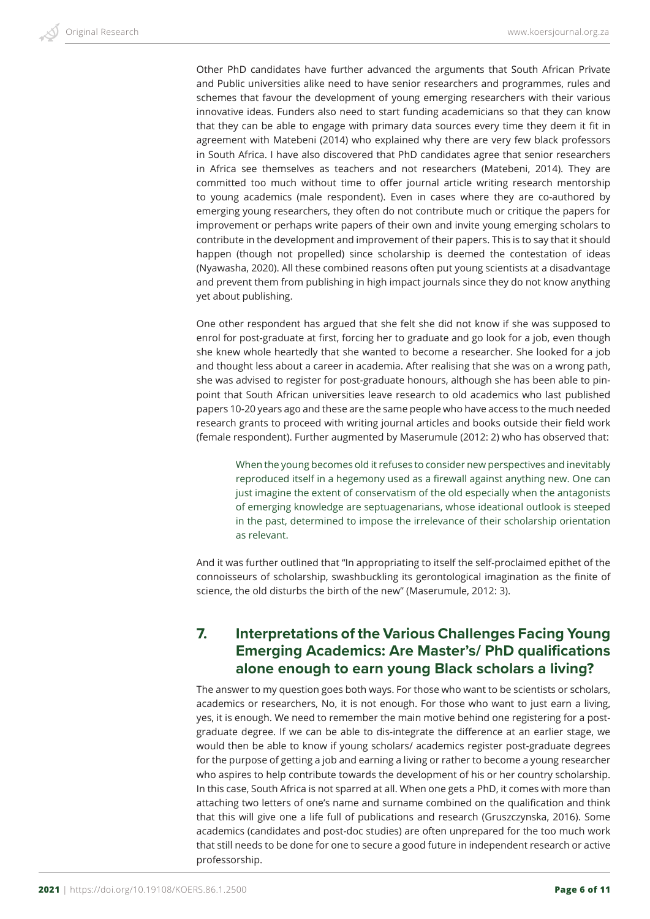Other PhD candidates have further advanced the arguments that South African Private and Public universities alike need to have senior researchers and programmes, rules and schemes that favour the development of young emerging researchers with their various innovative ideas. Funders also need to start funding academicians so that they can know that they can be able to engage with primary data sources every time they deem it fit in agreement with Matebeni (2014) who explained why there are very few black professors in South Africa. I have also discovered that PhD candidates agree that senior researchers in Africa see themselves as teachers and not researchers (Matebeni, 2014). They are committed too much without time to offer journal article writing research mentorship to young academics (male respondent). Even in cases where they are co-authored by emerging young researchers, they often do not contribute much or critique the papers for improvement or perhaps write papers of their own and invite young emerging scholars to contribute in the development and improvement of their papers. This is to say that it should happen (though not propelled) since scholarship is deemed the contestation of ideas (Nyawasha, 2020). All these combined reasons often put young scientists at a disadvantage and prevent them from publishing in high impact journals since they do not know anything yet about publishing.

One other respondent has argued that she felt she did not know if she was supposed to enrol for post-graduate at first, forcing her to graduate and go look for a job, even though she knew whole heartedly that she wanted to become a researcher. She looked for a job and thought less about a career in academia. After realising that she was on a wrong path, she was advised to register for post-graduate honours, although she has been able to pin-point that South African universities leave research to old academics who last published papers 10-20 years ago and these are the same people who have access to the much needed research grants to proceed with writing journal articles and books outside their field work (female respondent). Further augmented by Maserumule (2012: 2) who has observed that:

> When the young becomes old it refuses to consider new perspectives and inevitably reproduced itself in a hegemony used as a firewall against anything new. One can just imagine the extent of conservatism of the old especially when the antagonists of emerging knowledge are septuagenarians, whose ideational outlook is steeped in the past, determined to impose the irrelevance of their scholarship orientation as relevant.

And it was further outlined that "In appropriating to itself the self-proclaimed epithet of the connoisseurs of scholarship, swashbuckling its gerontological imagination as the finite of science, the old disturbs the birth of the new" (Maserumule, 2012: 3).

## 7. Interpretations of the Various Challenges Facing Young Emerging Academics: Are Master's/ PhD qualifications alone enough to earn young Black scholars a living?

The answer to my question goes both ways. For those who want to be scientists or scholars, academics or researchers, No, it is not enough. For those who want to just earn a living, yes, it is enough. We need to remember the main motive behind one registering for a post-graduate degree. If we can be able to dis-integrate the difference at an earlier stage, we would then be able to know if young scholars/ academics register post-graduate degrees for the purpose of getting a job and earning a living or rather to become a young researcher who aspires to help contribute towards the development of his or her country scholarship. In this case, South Africa is not sparred at all. When one gets a PhD, it comes with more than attaching two letters of one's name and surname combined on the qualification and think that this will give one a life full of publications and research (Gruszczynska, 2016). Some academics (candidates and post-doc studies) are often unprepared for the too much work that still needs to be done for one to secure a good future in independent research or active professorship.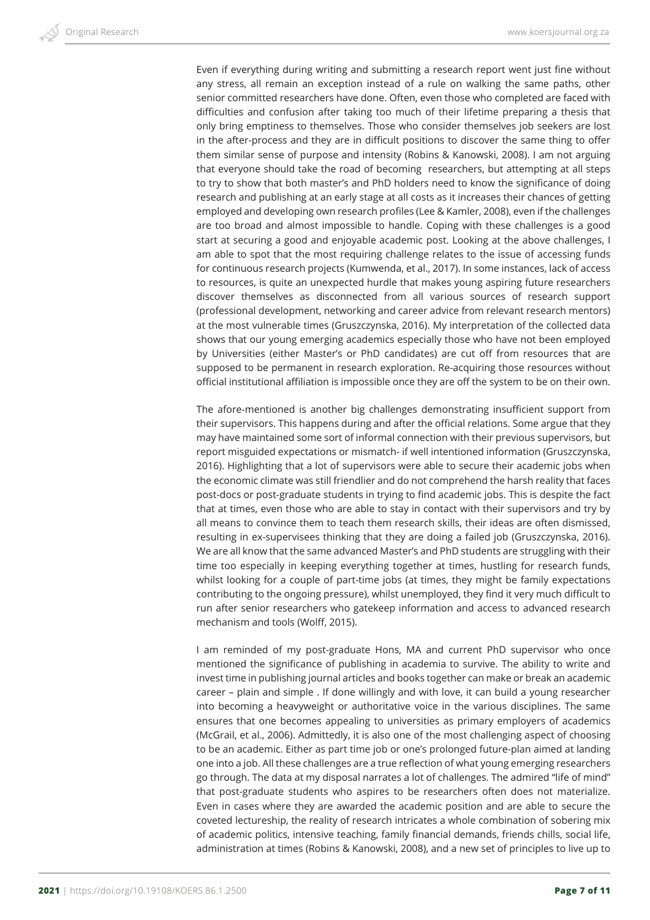Even if everything during writing and submitting a research report went just fine without any stress, all remain an exception instead of a rule on walking the same paths, other senior committed researchers have done. Often, even those who completed are faced with difficulties and confusion after taking too much of their lifetime preparing a thesis that only bring emptiness to themselves. Those who consider themselves job seekers are lost in the after-process and they are in difficult positions to discover the same thing to offer them similar sense of purpose and intensity (Robins & Kanowski, 2008). I am not arguing that everyone should take the road of becoming  researchers, but attempting at all steps to try to show that both master's and PhD holders need to know the significance of doing research and publishing at an early stage at all costs as it increases their chances of getting employed and developing own research profiles (Lee & Kamler, 2008), even if the challenges are too broad and almost impossible to handle. Coping with these challenges is a good start at securing a good and enjoyable academic post. Looking at the above challenges, I am able to spot that the most requiring challenge relates to the issue of accessing funds for continuous research projects (Kumwenda, et al., 2017). In some instances, lack of access to resources, is quite an unexpected hurdle that makes young aspiring future researchers discover themselves as disconnected from all various sources of research support (professional development, networking and career advice from relevant research mentors) at the most vulnerable times (Gruszczynska, 2016). My interpretation of the collected data shows that our young emerging academics especially those who have not been employed by Universities (either Master's or PhD candidates) are cut off from resources that are supposed to be permanent in research exploration. Re-acquiring those resources without official institutional affiliation is impossible once they are off the system to be on their own.

The afore-mentioned is another big challenges demonstrating insufficient support from their supervisors. This happens during and after the official relations. Some argue that they may have maintained some sort of informal connection with their previous supervisors, but report misguided expectations or mismatch- if well intentioned information (Gruszczynska, 2016). Highlighting that a lot of supervisors were able to secure their academic jobs when the economic climate was still friendlier and do not comprehend the harsh reality that faces post-docs or post-graduate students in trying to find academic jobs. This is despite the fact that at times, even those who are able to stay in contact with their supervisors and try by all means to convince them to teach them research skills, their ideas are often dismissed, resulting in ex-supervisees thinking that they are doing a failed job (Gruszczynska, 2016). We are all know that the same advanced Master's and PhD students are struggling with their time too especially in keeping everything together at times, hustling for research funds, whilst looking for a couple of part-time jobs (at times, they might be family expectations contributing to the ongoing pressure), whilst unemployed, they find it very much difficult to run after senior researchers who gatekeep information and access to advanced research mechanism and tools (Wolff, 2015).

I am reminded of my post-graduate Hons, MA and current PhD supervisor who once mentioned the significance of publishing in academia to survive. The ability to write and invest time in publishing journal articles and books together can make or break an academic career – plain and simple . If done willingly and with love, it can build a young researcher into becoming a heavyweight or authoritative voice in the various disciplines. The same ensures that one becomes appealing to universities as primary employers of academics (McGrail, et al., 2006). Admittedly, it is also one of the most challenging aspect of choosing to be an academic. Either as part time job or one's prolonged future-plan aimed at landing one into a job. All these challenges are a true reflection of what young emerging researchers go through. The data at my disposal narrates a lot of challenges. The admired "life of mind" that post-graduate students who aspires to be researchers often does not materialize. Even in cases where they are awarded the academic position and are able to secure the coveted lectureship, the reality of research intricates a whole combination of sobering mix of academic politics, intensive teaching, family financial demands, friends chills, social life, administration at times (Robins & Kanowski, 2008), and a new set of principles to live up to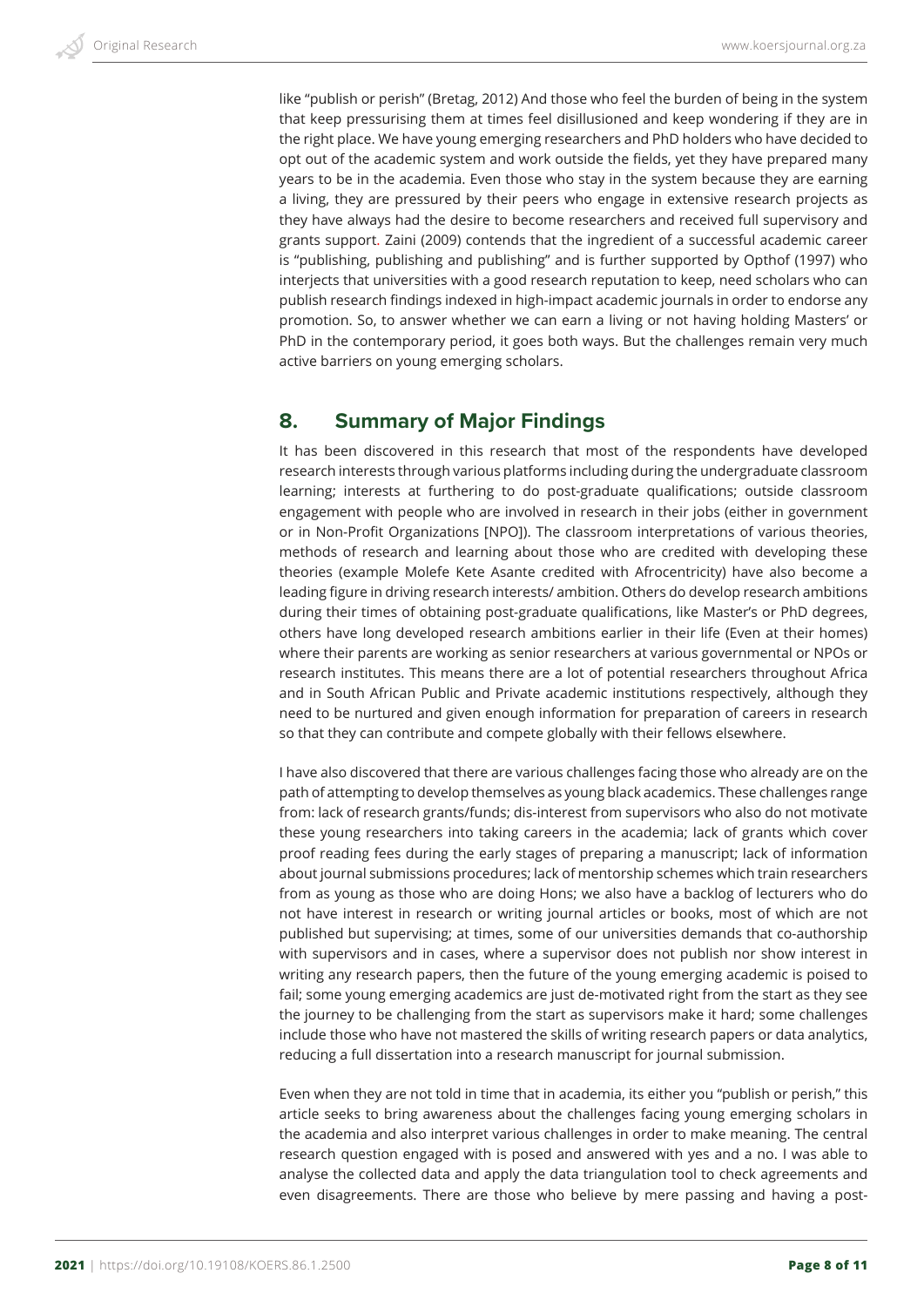like "publish or perish" (Bretag, 2012) And those who feel the burden of being in the system that keep pressurising them at times feel disillusioned and keep wondering if they are in the right place. We have young emerging researchers and PhD holders who have decided to opt out of the academic system and work outside the fields, yet they have prepared many years to be in the academia. Even those who stay in the system because they are earning a living, they are pressured by their peers who engage in extensive research projects as they have always had the desire to become researchers and received full supervisory and grants support. Zaini (2009) contends that the ingredient of a successful academic career is "publishing, publishing and publishing" and is further supported by Opthof (1997) who interjects that universities with a good research reputation to keep, need scholars who can publish research findings indexed in high-impact academic journals in order to endorse any promotion. So, to answer whether we can earn a living or not having holding Masters' or PhD in the contemporary period, it goes both ways. But the challenges remain very much active barriers on young emerging scholars.

## 8. Summary of Major Findings

It has been discovered in this research that most of the respondents have developed research interests through various platforms including during the undergraduate classroom learning; interests at furthering to do post-graduate qualifications; outside classroom engagement with people who are involved in research in their jobs (either in government or in Non-Profit Organizations [NPO]). The classroom interpretations of various theories, methods of research and learning about those who are credited with developing these theories (example Molefe Kete Asante credited with Afrocentricity) have also become a leading figure in driving research interests/ ambition. Others do develop research ambitions during their times of obtaining post-graduate qualifications, like Master's or PhD degrees, others have long developed research ambitions earlier in their life (Even at their homes) where their parents are working as senior researchers at various governmental or NPOs or research institutes. This means there are a lot of potential researchers throughout Africa and in South African Public and Private academic institutions respectively, although they need to be nurtured and given enough information for preparation of careers in research so that they can contribute and compete globally with their fellows elsewhere.

I have also discovered that there are various challenges facing those who already are on the path of attempting to develop themselves as young black academics. These challenges range from: lack of research grants/funds; dis-interest from supervisors who also do not motivate these young researchers into taking careers in the academia; lack of grants which cover proof reading fees during the early stages of preparing a manuscript; lack of information about journal submissions procedures; lack of mentorship schemes which train researchers from as young as those who are doing Hons; we also have a backlog of lecturers who do not have interest in research or writing journal articles or books, most of which are not published but supervising; at times, some of our universities demands that co-authorship with supervisors and in cases, where a supervisor does not publish nor show interest in writing any research papers, then the future of the young emerging academic is poised to fail; some young emerging academics are just de-motivated right from the start as they see the journey to be challenging from the start as supervisors make it hard; some challenges include those who have not mastered the skills of writing research papers or data analytics, reducing a full dissertation into a research manuscript for journal submission.

Even when they are not told in time that in academia, its either you "publish or perish," this article seeks to bring awareness about the challenges facing young emerging scholars in the academia and also interpret various challenges in order to make meaning. The central research question engaged with is posed and answered with yes and a no. I was able to analyse the collected data and apply the data triangulation tool to check agreements and even disagreements. There are those who believe by mere passing and having a post-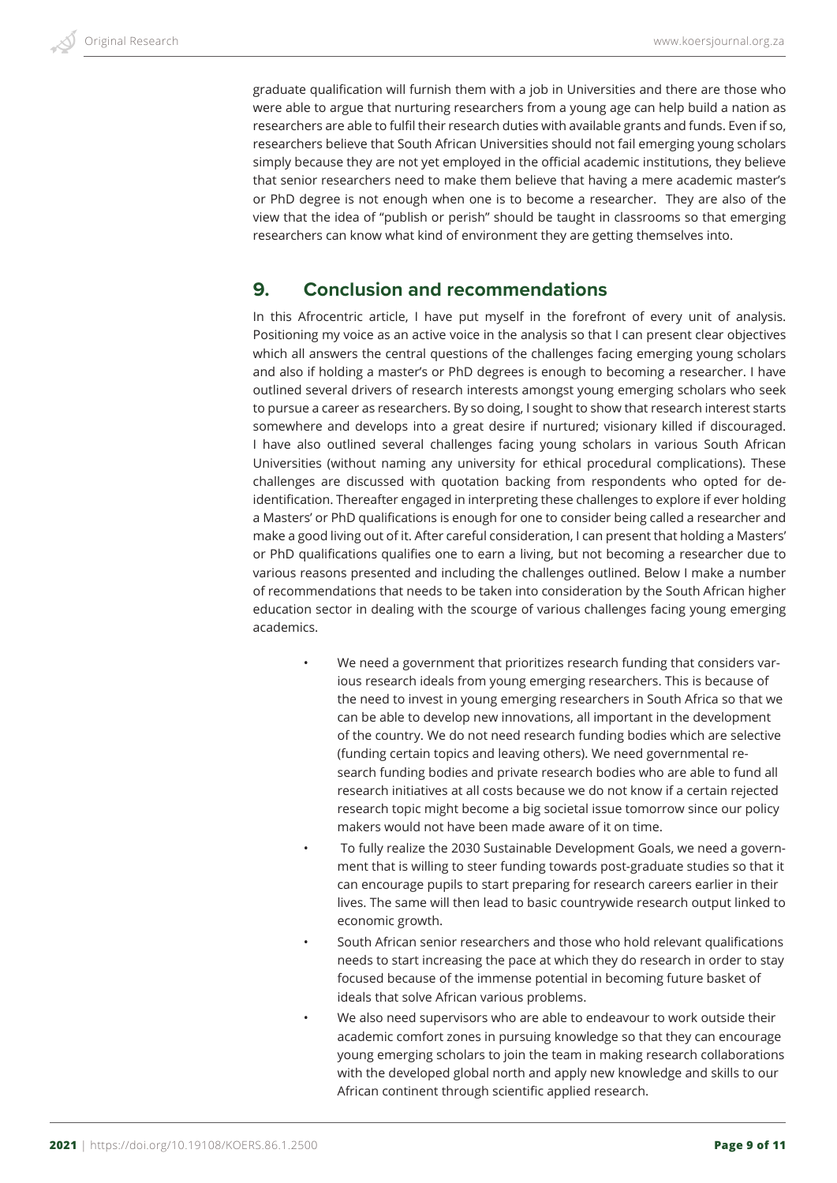graduate qualification will furnish them with a job in Universities and there are those who were able to argue that nurturing researchers from a young age can help build a nation as researchers are able to fulfil their research duties with available grants and funds. Even if so, researchers believe that South African Universities should not fail emerging young scholars simply because they are not yet employed in the official academic institutions, they believe that senior researchers need to make them believe that having a mere academic master's or PhD degree is not enough when one is to become a researcher. They are also of the view that the idea of "publish or perish" should be taught in classrooms so that emerging researchers can know what kind of environment they are getting themselves into.

## 9. Conclusion and recommendations

In this Afrocentric article, I have put myself in the forefront of every unit of analysis. Positioning my voice as an active voice in the analysis so that I can present clear objectives which all answers the central questions of the challenges facing emerging young scholars and also if holding a master's or PhD degrees is enough to becoming a researcher. I have outlined several drivers of research interests amongst young emerging scholars who seek to pursue a career as researchers. By so doing, I sought to show that research interest starts somewhere and develops into a great desire if nurtured; visionary killed if discouraged. I have also outlined several challenges facing young scholars in various South African Universities (without naming any university for ethical procedural complications). These challenges are discussed with quotation backing from respondents who opted for de-identification. Thereafter engaged in interpreting these challenges to explore if ever holding a Masters' or PhD qualifications is enough for one to consider being called a researcher and make a good living out of it. After careful consideration, I can present that holding a Masters' or PhD qualifications qualifies one to earn a living, but not becoming a researcher due to various reasons presented and including the challenges outlined. Below I make a number of recommendations that needs to be taken into consideration by the South African higher education sector in dealing with the scourge of various challenges facing young emerging academics.

- We need a government that prioritizes research funding that considers various research ideals from young emerging researchers. This is because of the need to invest in young emerging researchers in South Africa so that we can be able to develop new innovations, all important in the development of the country. We do not need research funding bodies which are selective (funding certain topics and leaving others). We need governmental research funding bodies and private research bodies who are able to fund all research initiatives at all costs because we do not know if a certain rejected research topic might become a big societal issue tomorrow since our policy makers would not have been made aware of it on time.
- To fully realize the 2030 Sustainable Development Goals, we need a government that is willing to steer funding towards post-graduate studies so that it can encourage pupils to start preparing for research careers earlier in their lives. The same will then lead to basic countrywide research output linked to economic growth.
- South African senior researchers and those who hold relevant qualifications needs to start increasing the pace at which they do research in order to stay focused because of the immense potential in becoming future basket of ideals that solve African various problems.
- We also need supervisors who are able to endeavour to work outside their academic comfort zones in pursuing knowledge so that they can encourage young emerging scholars to join the team in making research collaborations with the developed global north and apply new knowledge and skills to our African continent through scientific applied research.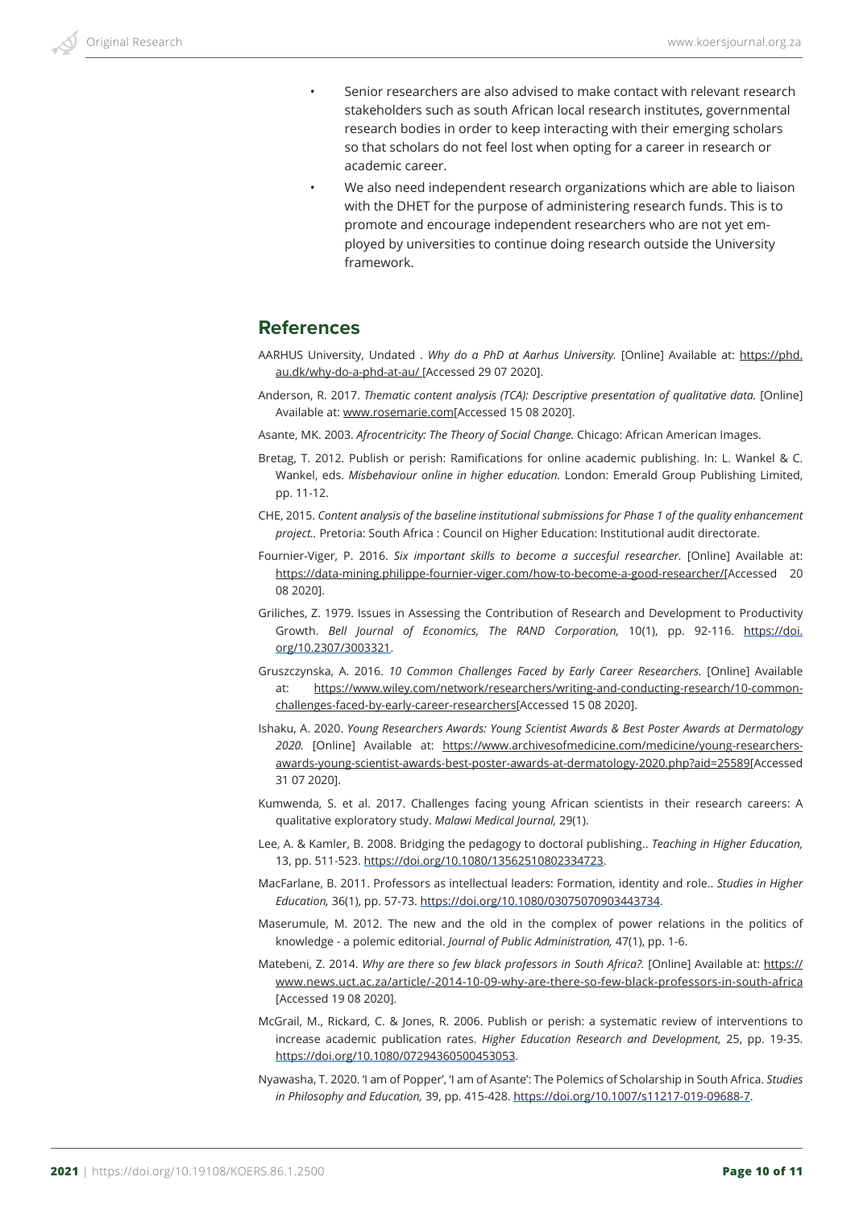- Senior researchers are also advised to make contact with relevant research stakeholders such as south African local research institutes, governmental research bodies in order to keep interacting with their emerging scholars so that scholars do not feel lost when opting for a career in research or academic career.
- We also need independent research organizations which are able to liaison with the DHET for the purpose of administering research funds. This is to promote and encourage independent researchers who are not yet employed by universities to continue doing research outside the University framework.

## References

AARHUS University, Undated . *Why do a PhD at Aarhus University.* [Online] Available at: https://phd.au.dk/why-do-a-phd-at-au/ [Accessed 29 07 2020].

Anderson, R. 2017. *Thematic content analysis (TCA): Descriptive presentation of qualitative data.* [Online] Available at: www.rosemarie.com[Accessed 15 08 2020].

Asante, MK. 2003. *Afrocentricity: The Theory of Social Change.* Chicago: African American Images.

Bretag, T. 2012. Publish or perish: Ramifications for online academic publishing. In: L. Wankel & C. Wankel, eds. *Misbehaviour online in higher education.* London: Emerald Group Publishing Limited, pp. 11-12.

CHE, 2015. *Content analysis of the baseline institutional submissions for Phase 1 of the quality enhancement project..* Pretoria: South Africa : Council on Higher Education: Institutional audit directorate.

Fournier-Viger, P. 2016. *Six important skills to become a succesful researcher.* [Online] Available at: https://data-mining.philippe-fournier-viger.com/how-to-become-a-good-researcher/[Accessed 20 08 2020].

Griliches, Z. 1979. Issues in Assessing the Contribution of Research and Development to Productivity Growth. *Bell Journal of Economics, The RAND Corporation,* 10(1), pp. 92-116. https://doi.org/10.2307/3003321.

Gruszczynska, A. 2016. *10 Common Challenges Faced by Early Career Researchers.* [Online] Available at: https://www.wiley.com/network/researchers/writing-and-conducting-research/10-common-challenges-faced-by-early-career-researchers[Accessed 15 08 2020].

Ishaku, A. 2020. *Young Researchers Awards: Young Scientist Awards & Best Poster Awards at Dermatology 2020.* [Online] Available at: https://www.archivesofmedicine.com/medicine/young-researchers-awards-young-scientist-awards-best-poster-awards-at-dermatology-2020.php?aid=25589[Accessed 31 07 2020].

Kumwenda, S. et al. 2017. Challenges facing young African scientists in their research careers: A qualitative exploratory study. *Malawi Medical Journal,* 29(1).

Lee, A. & Kamler, B. 2008. Bridging the pedagogy to doctoral publishing.. *Teaching in Higher Education,* 13, pp. 511-523. https://doi.org/10.1080/13562510802334723.

MacFarlane, B. 2011. Professors as intellectual leaders: Formation, identity and role.. *Studies in Higher Education,* 36(1), pp. 57-73. https://doi.org/10.1080/03075070903443734.

Maserumule, M. 2012. The new and the old in the complex of power relations in the politics of knowledge - a polemic editorial. *Journal of Public Administration,* 47(1), pp. 1-6.

Matebeni, Z. 2014. *Why are there so few black professors in South Africa?.* [Online] Available at: https://www.news.uct.ac.za/article/-2014-10-09-why-are-there-so-few-black-professors-in-south-africa [Accessed 19 08 2020].

McGrail, M., Rickard, C. & Jones, R. 2006. Publish or perish: a systematic review of interventions to increase academic publication rates. *Higher Education Research and Development,* 25, pp. 19-35. https://doi.org/10.1080/07294360500453053.

Nyawasha, T. 2020. 'I am of Popper', 'I am of Asante': The Polemics of Scholarship in South Africa. *Studies in Philosophy and Education,* 39, pp. 415-428. https://doi.org/10.1007/s11217-019-09688-7.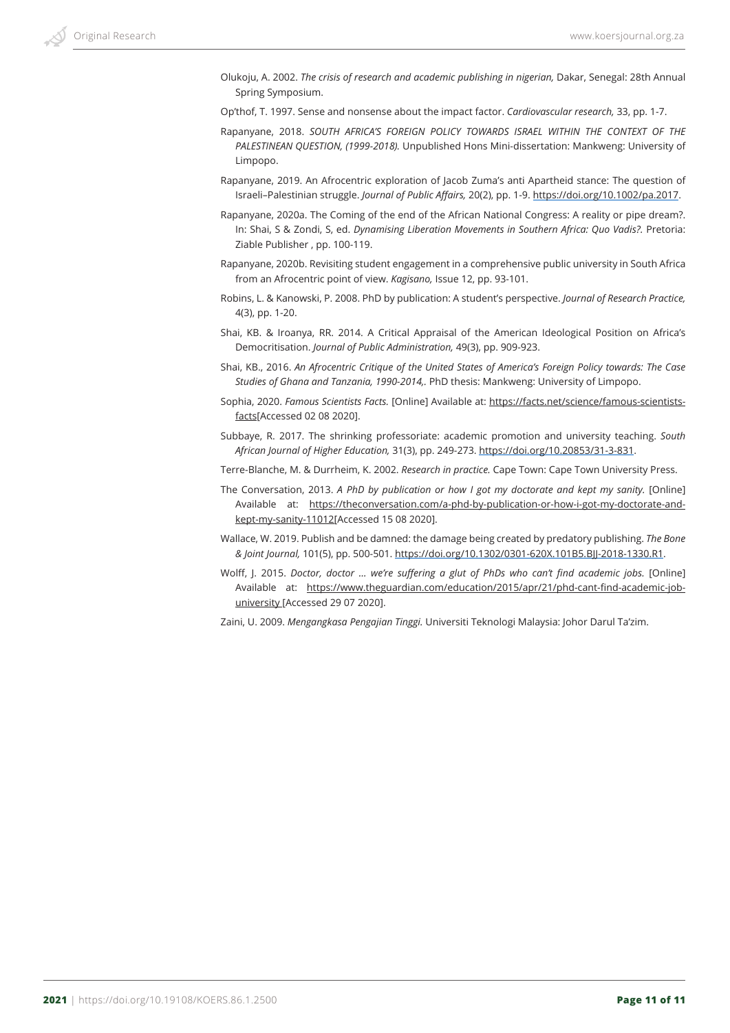Olukoju, A. 2002. *The crisis of research and academic publishing in nigerian,* Dakar, Senegal: 28th Annual Spring Symposium.

Op'thof, T. 1997. Sense and nonsense about the impact factor. *Cardiovascular research,* 33, pp. 1-7.

Rapanyane, 2018. *SOUTH AFRICA'S FOREIGN POLICY TOWARDS ISRAEL WITHIN THE CONTEXT OF THE PALESTINEAN QUESTION, (1999-2018).* Unpublished Hons Mini-dissertation: Mankweng: University of Limpopo.

Rapanyane, 2019. An Afrocentric exploration of Jacob Zuma's anti Apartheid stance: The question of Israeli–Palestinian struggle. *Journal of Public Affairs,* 20(2), pp. 1-9. https://doi.org/10.1002/pa.2017.

Rapanyane, 2020a. The Coming of the end of the African National Congress: A reality or pipe dream?. In: Shai, S & Zondi, S, ed. *Dynamising Liberation Movements in Southern Africa: Quo Vadis?.* Pretoria: Ziable Publisher , pp. 100-119.

Rapanyane, 2020b. Revisiting student engagement in a comprehensive public university in South Africa from an Afrocentric point of view. *Kagisano,* Issue 12, pp. 93-101.

Robins, L. & Kanowski, P. 2008. PhD by publication: A student's perspective. *Journal of Research Practice,* 4(3), pp. 1-20.

Shai, KB. & Iroanya, RR. 2014. A Critical Appraisal of the American Ideological Position on Africa's Democritisation. *Journal of Public Administration,* 49(3), pp. 909-923.

Shai, KB., 2016. *An Afrocentric Critique of the United States of America's Foreign Policy towards: The Case Studies of Ghana and Tanzania, 1990-2014,.* PhD thesis: Mankweng: University of Limpopo.

Sophia, 2020. *Famous Scientists Facts.* [Online] Available at: https://facts.net/science/famous-scientists-facts[Accessed 02 08 2020].

Subbaye, R. 2017. The shrinking professoriate: academic promotion and university teaching. *South African Journal of Higher Education,* 31(3), pp. 249-273. https://doi.org/10.20853/31-3-831.

Terre-Blanche, M. & Durrheim, K. 2002. *Research in practice.* Cape Town: Cape Town University Press.

The Conversation, 2013. *A PhD by publication or how I got my doctorate and kept my sanity.* [Online] Available at: https://theconversation.com/a-phd-by-publication-or-how-i-got-my-doctorate-and-kept-my-sanity-11012[Accessed 15 08 2020].

Wallace, W. 2019. Publish and be damned: the damage being created by predatory publishing. *The Bone & Joint Journal,* 101(5), pp. 500-501. https://doi.org/10.1302/0301-620X.101B5.BJJ-2018-1330.R1.

Wolff, J. 2015. *Doctor, doctor ... we're suffering a glut of PhDs who can't find academic jobs.* [Online] Available at: https://www.theguardian.com/education/2015/apr/21/phd-cant-find-academic-job-university [Accessed 29 07 2020].

Zaini, U. 2009. *Mengangkasa Pengajian Tinggi.* Universiti Teknologi Malaysia: Johor Darul Ta'zim.